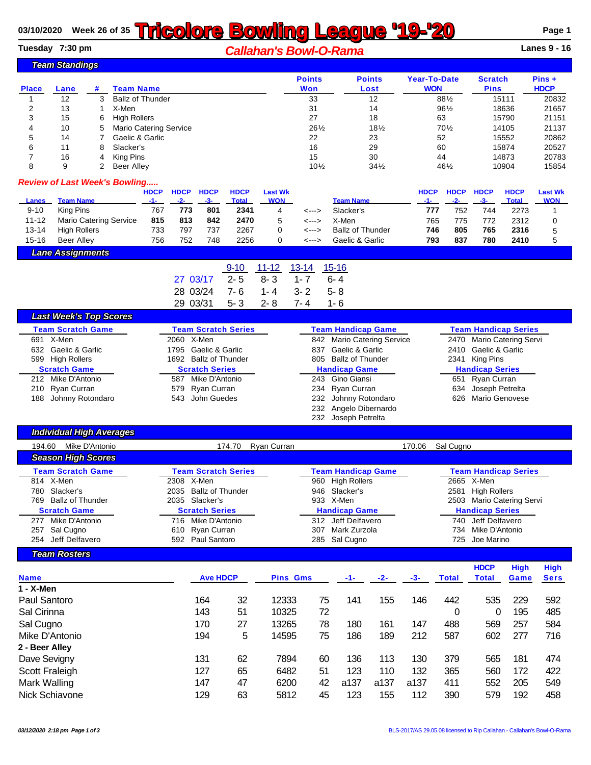03/10/2020 Week 26 of 35

# Tricolore Bowling League '19-'20

Tuesday 7:30 pm

## Callahan's Bowl-O-Rama

Lanes 9 - 16

### Team Standings

| Place | Lane | # | Team Name | Points Won | Points Lost | Year-To-Date WON | Scratch Pins | Pins + HDCP |
|---|---|---|---|---|---|---|---|---|
| 1 | 12 | 3 | Ballz of Thunder | 33 | 12 | 88½ | 15111 | 20832 |
| 2 | 13 | 1 | X-Men | 31 | 14 | 96½ | 18636 | 21657 |
| 3 | 15 | 6 | High Rollers | 27 | 18 | 63 | 15790 | 21151 |
| 4 | 10 | 5 | Mario Catering Service | 26½ | 18½ | 70½ | 14105 | 21137 |
| 5 | 14 | 7 | Gaelic & Garlic | 22 | 23 | 52 | 15552 | 20862 |
| 6 | 11 | 8 | Slacker's | 16 | 29 | 60 | 15874 | 20527 |
| 7 | 16 | 4 | King Pins | 15 | 30 | 44 | 14873 | 20783 |
| 8 | 9 | 2 | Beer Alley | 10½ | 34½ | 46½ | 10904 | 15854 |

### Review of Last Week's Bowling.....

| Lanes | Team Name | HDCP -1- | HDCP -2- | HDCP -3- | HDCP Total | Last Wk WON | | Team Name | HDCP -1- | HDCP -2- | HDCP -3- | HDCP Total | Last Wk WON |
|---|---|---|---|---|---|---|---|---|---|---|---|---|---|
| 9-10 | King Pins | 767 | **773** | **801** | **2341** | 4 | <---> | Slacker's | **777** | 752 | 744 | 2273 | 1 |
| 11-12 | Mario Catering Service | **815** | **813** | **842** | **2470** | 5 | <---> | X-Men | 765 | 775 | 772 | 2312 | 0 |
| 13-14 | High Rollers | 733 | 797 | 737 | 2267 | 0 | <---> | Ballz of Thunder | **746** | **805** | **765** | **2316** | 5 |
| 15-16 | Beer Alley | 756 | 752 | 748 | 2256 | 0 | <---> | Gaelic & Garlic | **793** | **837** | **780** | **2410** | 5 |

### Lane Assignments

| | | 9-10 | 11-12 | 13-14 | 15-16 |
|---|---|---|---|---|---|
| 27 | 03/17 | 2- 5 | 8- 3 | 1- 7 | 6- 4 |
| 28 | 03/24 | 7- 6 | 1- 4 | 3- 2 | 5- 8 |
| 29 | 03/31 | 5- 3 | 2- 8 | 7- 4 | 1- 6 |

### Last Week's Top Scores

| Team Scratch Game | Team Scratch Series | Team Handicap Game | Team Handicap Series |
|---|---|---|---|
| 691 X-Men | 2060 X-Men | 842 Mario Catering Service | 2470 Mario Catering Servi |
| 632 Gaelic & Garlic | 1795 Gaelic & Garlic | 837 Gaelic & Garlic | 2410 Gaelic & Garlic |
| 599 High Rollers | 1692 Ballz of Thunder | 805 Ballz of Thunder | 2341 King Pins |
| **Scratch Game** | **Scratch Series** | **Handicap Game** | **Handicap Series** |
| 212 Mike D'Antonio | 587 Mike D'Antonio | 243 Gino Giansi | 651 Ryan Curran |
| 210 Ryan Curran | 579 Ryan Curran | 234 Ryan Curran | 634 Joseph Petrelta |
| 188 Johnny Rotondaro | 543 John Guedes | 232 Johnny Rotondaro | 626 Mario Genovese |
| | | 232 Angelo Dibernardo | |
| | | 232 Joseph Petrelta | |

### Individual High Averages

| | | |
|---|---|---|
| 194.60 Mike D'Antonio | 174.70 Ryan Curran | 170.06 Sal Cugno |

### Season High Scores

| Team Scratch Game | Team Scratch Series | Team Handicap Game | Team Handicap Series |
|---|---|---|---|
| 814 X-Men | 2308 X-Men | 960 High Rollers | 2665 X-Men |
| 780 Slacker's | 2035 Ballz of Thunder | 946 Slacker's | 2581 High Rollers |
| 769 Ballz of Thunder | 2035 Slacker's | 933 X-Men | 2503 Mario Catering Servi |
| **Scratch Game** | **Scratch Series** | **Handicap Game** | **Handicap Series** |
| 277 Mike D'Antonio | 716 Mike D'Antonio | 312 Jeff Delfavero | 740 Jeff Delfavero |
| 257 Sal Cugno | 610 Ryan Curran | 307 Mark Zurzola | 734 Mike D'Antonio |
| 254 Jeff Delfavero | 592 Paul Santoro | 285 Sal Cugno | 725 Joe Marino |

### Team Rosters

| Name | Ave | HDCP | Pins | Gms | -1- | -2- | -3- | Total | HDCP Total | High Game | High Sers |
|---|---|---|---|---|---|---|---|---|---|---|---|
| **1 - X-Men** | | | | | | | | | | | |
| Paul Santoro | 164 | 32 | 12333 | 75 | 141 | 155 | 146 | 442 | 535 | 229 | 592 |
| Sal Cirinna | 143 | 51 | 10325 | 72 | | | | 0 | 0 | 195 | 485 |
| Sal Cugno | 170 | 27 | 13265 | 78 | 180 | 161 | 147 | 488 | 569 | 257 | 584 |
| Mike D'Antonio | 194 | 5 | 14595 | 75 | 186 | 189 | 212 | 587 | 602 | 277 | 716 |
| **2 - Beer Alley** | | | | | | | | | | | |
| Dave Sevigny | 131 | 62 | 7894 | 60 | 136 | 113 | 130 | 379 | 565 | 181 | 474 |
| Scott Fraleigh | 127 | 65 | 6482 | 51 | 123 | 110 | 132 | 365 | 560 | 172 | 422 |
| Mark Walling | 147 | 47 | 6200 | 42 | a137 | a137 | a137 | 411 | 552 | 205 | 549 |
| Nick Schiavone | 129 | 63 | 5812 | 45 | 123 | 155 | 112 | 390 | 579 | 192 | 458 |

03/12/2020 2:18 pm Page 1 of 3

BLS-2017/AS 29.05.08 licensed to Rip Callahan - Callahan's Bowl-O-Rama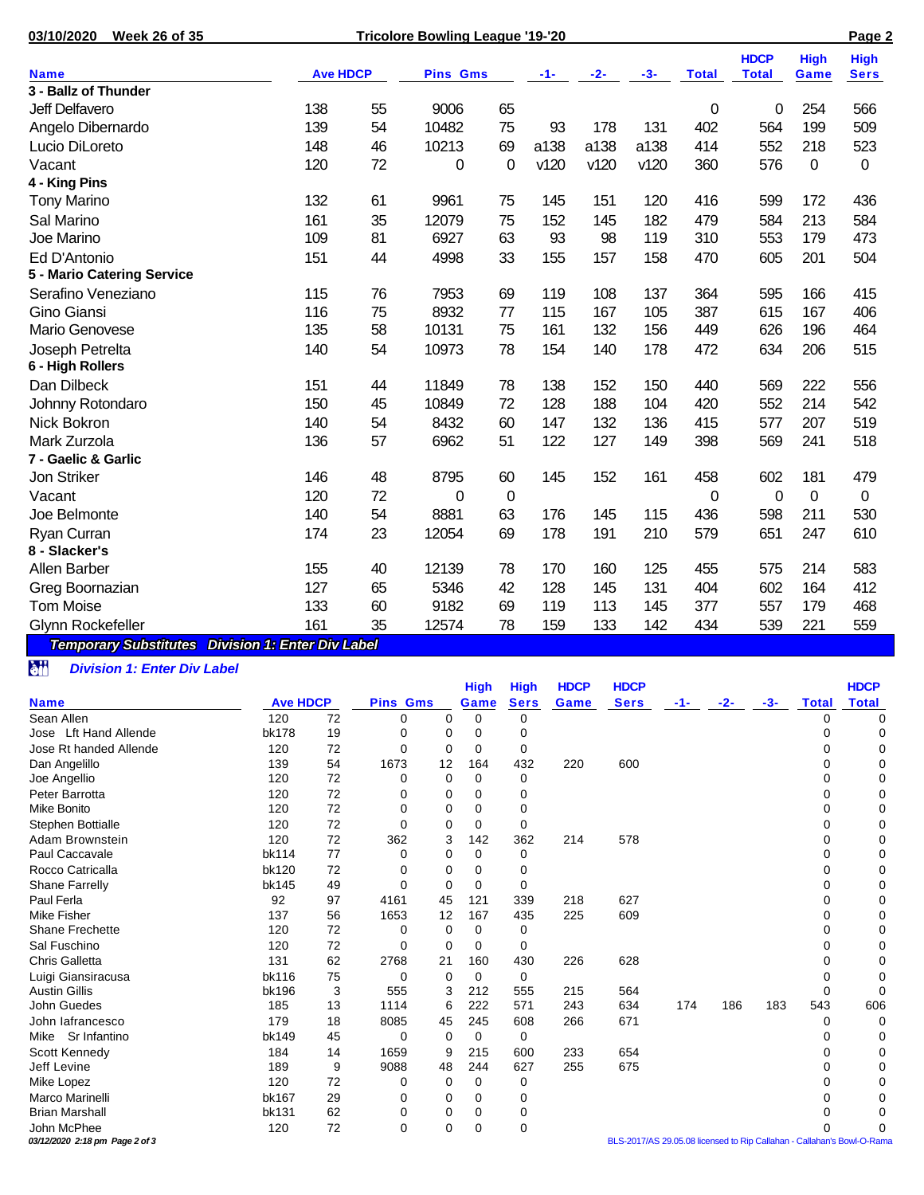| Name | Ave | HDCP | Pins | Gms | -1- | -2- | -3- | Total | HDCP Total | High Game | High Sers |
|---|---|---|---|---|---|---|---|---|---|---|---|
| **3 - Ballz of Thunder** | | | | | | | | | | | |
| Jeff Delfavero | 138 | 55 | 9006 | 65 | | | | 0 | 0 | 254 | 566 |
| Angelo Dibernardo | 139 | 54 | 10482 | 75 | 93 | 178 | 131 | 402 | 564 | 199 | 509 |
| Lucio DiLoreto | 148 | 46 | 10213 | 69 | a138 | a138 | a138 | 414 | 552 | 218 | 523 |
| Vacant | 120 | 72 | 0 | 0 | v120 | v120 | v120 | 360 | 576 | 0 | 0 |
| **4 - King Pins** | | | | | | | | | | | |
| Tony Marino | 132 | 61 | 9961 | 75 | 145 | 151 | 120 | 416 | 599 | 172 | 436 |
| Sal Marino | 161 | 35 | 12079 | 75 | 152 | 145 | 182 | 479 | 584 | 213 | 584 |
| Joe Marino | 109 | 81 | 6927 | 63 | 93 | 98 | 119 | 310 | 553 | 179 | 473 |
| Ed D'Antonio | 151 | 44 | 4998 | 33 | 155 | 157 | 158 | 470 | 605 | 201 | 504 |
| **5 - Mario Catering Service** | | | | | | | | | | | |
| Serafino Veneziano | 115 | 76 | 7953 | 69 | 119 | 108 | 137 | 364 | 595 | 166 | 415 |
| Gino Giansi | 116 | 75 | 8932 | 77 | 115 | 167 | 105 | 387 | 615 | 167 | 406 |
| Mario Genovese | 135 | 58 | 10131 | 75 | 161 | 132 | 156 | 449 | 626 | 196 | 464 |
| Joseph Petrelta | 140 | 54 | 10973 | 78 | 154 | 140 | 178 | 472 | 634 | 206 | 515 |
| **6 - High Rollers** | | | | | | | | | | | |
| Dan Dilbeck | 151 | 44 | 11849 | 78 | 138 | 152 | 150 | 440 | 569 | 222 | 556 |
| Johnny Rotondaro | 150 | 45 | 10849 | 72 | 128 | 188 | 104 | 420 | 552 | 214 | 542 |
| Nick Bokron | 140 | 54 | 8432 | 60 | 147 | 132 | 136 | 415 | 577 | 207 | 519 |
| Mark Zurzola | 136 | 57 | 6962 | 51 | 122 | 127 | 149 | 398 | 569 | 241 | 518 |
| **7 - Gaelic & Garlic** | | | | | | | | | | | |
| Jon Striker | 146 | 48 | 8795 | 60 | 145 | 152 | 161 | 458 | 602 | 181 | 479 |
| Vacant | 120 | 72 | 0 | 0 | | | | 0 | 0 | 0 | 0 |
| Joe Belmonte | 140 | 54 | 8881 | 63 | 176 | 145 | 115 | 436 | 598 | 211 | 530 |
| Ryan Curran | 174 | 23 | 12054 | 69 | 178 | 191 | 210 | 579 | 651 | 247 | 610 |
| **8 - Slacker's** | | | | | | | | | | | |
| Allen Barber | 155 | 40 | 12139 | 78 | 170 | 160 | 125 | 455 | 575 | 214 | 583 |
| Greg Boornazian | 127 | 65 | 5346 | 42 | 128 | 145 | 131 | 404 | 602 | 164 | 412 |
| Tom Moise | 133 | 60 | 9182 | 69 | 119 | 113 | 145 | 377 | 557 | 179 | 468 |
| Glynn Rockefeller | 161 | 35 | 12574 | 78 | 159 | 133 | 142 | 434 | 539 | 221 | 559 |

## *Temporary Substitutes Division 1: Enter Div Label*

### *Division 1: Enter Div Label*

| Name | Ave | HDCP | Pins | Gms | High Game | High Sers | HDCP Game | HDCP Sers | -1- | -2- | -3- | Total | HDCP Total |
|---|---|---|---|---|---|---|---|---|---|---|---|---|---|
| Sean Allen | 120 | 72 | 0 | 0 | 0 | 0 | | | | | | 0 | 0 |
| Jose Lft Hand Allende | bk178 | 19 | 0 | 0 | 0 | 0 | | | | | | 0 | 0 |
| Jose Rt handed Allende | 120 | 72 | 0 | 0 | 0 | 0 | | | | | | 0 | 0 |
| Dan Angelillo | 139 | 54 | 1673 | 12 | 164 | 432 | 220 | 600 | | | | 0 | 0 |
| Joe Angellio | 120 | 72 | 0 | 0 | 0 | 0 | | | | | | 0 | 0 |
| Peter Barrotta | 120 | 72 | 0 | 0 | 0 | 0 | | | | | | 0 | 0 |
| Mike Bonito | 120 | 72 | 0 | 0 | 0 | 0 | | | | | | 0 | 0 |
| Stephen Bottialle | 120 | 72 | 0 | 0 | 0 | 0 | | | | | | 0 | 0 |
| Adam Brownstein | 120 | 72 | 362 | 3 | 142 | 362 | 214 | 578 | | | | 0 | 0 |
| Paul Caccavale | bk114 | 77 | 0 | 0 | 0 | 0 | | | | | | 0 | 0 |
| Rocco Catricalla | bk120 | 72 | 0 | 0 | 0 | 0 | | | | | | 0 | 0 |
| Shane Farrelly | bk145 | 49 | 0 | 0 | 0 | 0 | | | | | | 0 | 0 |
| Paul Ferla | 92 | 97 | 4161 | 45 | 121 | 339 | 218 | 627 | | | | 0 | 0 |
| Mike Fisher | 137 | 56 | 1653 | 12 | 167 | 435 | 225 | 609 | | | | 0 | 0 |
| Shane Frechette | 120 | 72 | 0 | 0 | 0 | 0 | | | | | | 0 | 0 |
| Sal Fuschino | 120 | 72 | 0 | 0 | 0 | 0 | | | | | | 0 | 0 |
| Chris Galletta | 131 | 62 | 2768 | 21 | 160 | 430 | 226 | 628 | | | | 0 | 0 |
| Luigi Giansiracusa | bk116 | 75 | 0 | 0 | 0 | 0 | | | | | | 0 | 0 |
| Austin Gillis | bk196 | 3 | 555 | 3 | 212 | 555 | 215 | 564 | | | | 0 | 0 |
| John Guedes | 185 | 13 | 1114 | 6 | 222 | 571 | 243 | 634 | 174 | 186 | 183 | 543 | 606 |
| John Iafrancesco | 179 | 18 | 8085 | 45 | 245 | 608 | 266 | 671 | | | | 0 | 0 |
| Mike Sr Infantino | bk149 | 45 | 0 | 0 | 0 | 0 | | | | | | 0 | 0 |
| Scott Kennedy | 184 | 14 | 1659 | 9 | 215 | 600 | 233 | 654 | | | | 0 | 0 |
| Jeff Levine | 189 | 9 | 9088 | 48 | 244 | 627 | 255 | 675 | | | | 0 | 0 |
| Mike Lopez | 120 | 72 | 0 | 0 | 0 | 0 | | | | | | 0 | 0 |
| Marco Marinelli | bk167 | 29 | 0 | 0 | 0 | 0 | | | | | | 0 | 0 |
| Brian Marshall | bk131 | 62 | 0 | 0 | 0 | 0 | | | | | | 0 | 0 |
| John McPhee | 120 | 72 | 0 | 0 | 0 | 0 | | | | | | 0 | 0 |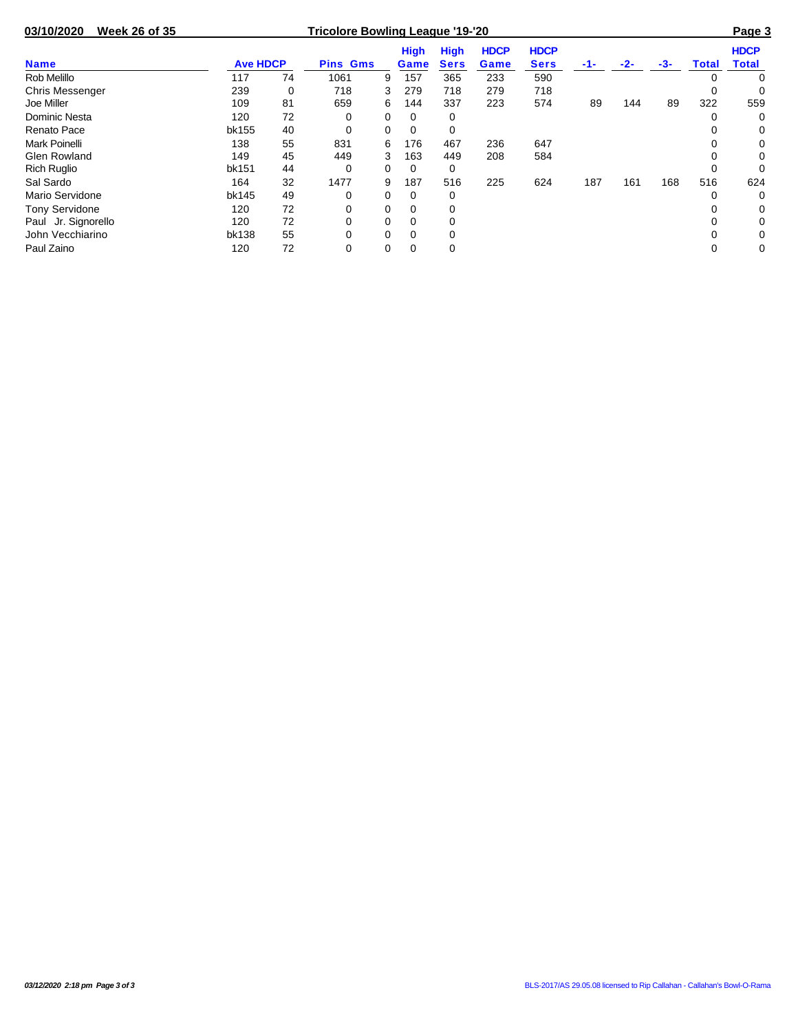**03/10/2020 Week 26 of 35** **Tricolore Bowling League '19-'20**

| Name | Ave | HDCP | Pins | Gms | High Game | High Sers | HDCP Game | HDCP Sers | -1- | -2- | -3- | Total | HDCP Total |
|---|---|---|---|---|---|---|---|---|---|---|---|---|---|
| Rob Melillo | 117 | 74 | 1061 | 9 | 157 | 365 | 233 | 590 | | | | 0 | 0 |
| Chris Messenger | 239 | 0 | 718 | 3 | 279 | 718 | 279 | 718 | | | | 0 | 0 |
| Joe Miller | 109 | 81 | 659 | 6 | 144 | 337 | 223 | 574 | 89 | 144 | 89 | 322 | 559 |
| Dominic Nesta | 120 | 72 | 0 | 0 | 0 | 0 | | | | | | 0 | 0 |
| Renato Pace | bk155 | 40 | 0 | 0 | 0 | 0 | | | | | | 0 | 0 |
| Mark Poinelli | 138 | 55 | 831 | 6 | 176 | 467 | 236 | 647 | | | | 0 | 0 |
| Glen Rowland | 149 | 45 | 449 | 3 | 163 | 449 | 208 | 584 | | | | 0 | 0 |
| Rich Ruglio | bk151 | 44 | 0 | 0 | 0 | 0 | | | | | | 0 | 0 |
| Sal Sardo | 164 | 32 | 1477 | 9 | 187 | 516 | 225 | 624 | 187 | 161 | 168 | 516 | 624 |
| Mario Servidone | bk145 | 49 | 0 | 0 | 0 | 0 | | | | | | 0 | 0 |
| Tony Servidone | 120 | 72 | 0 | 0 | 0 | 0 | | | | | | 0 | 0 |
| Paul Jr. Signorello | 120 | 72 | 0 | 0 | 0 | 0 | | | | | | 0 | 0 |
| John Vecchiarino | bk138 | 55 | 0 | 0 | 0 | 0 | | | | | | 0 | 0 |
| Paul Zaino | 120 | 72 | 0 | 0 | 0 | 0 | | | | | | 0 | 0 |

*03/12/2020 2:18 pm Page 3 of 3*

BLS-2017/AS 29.05.08 licensed to Rip Callahan - Callahan's Bowl-O-Rama